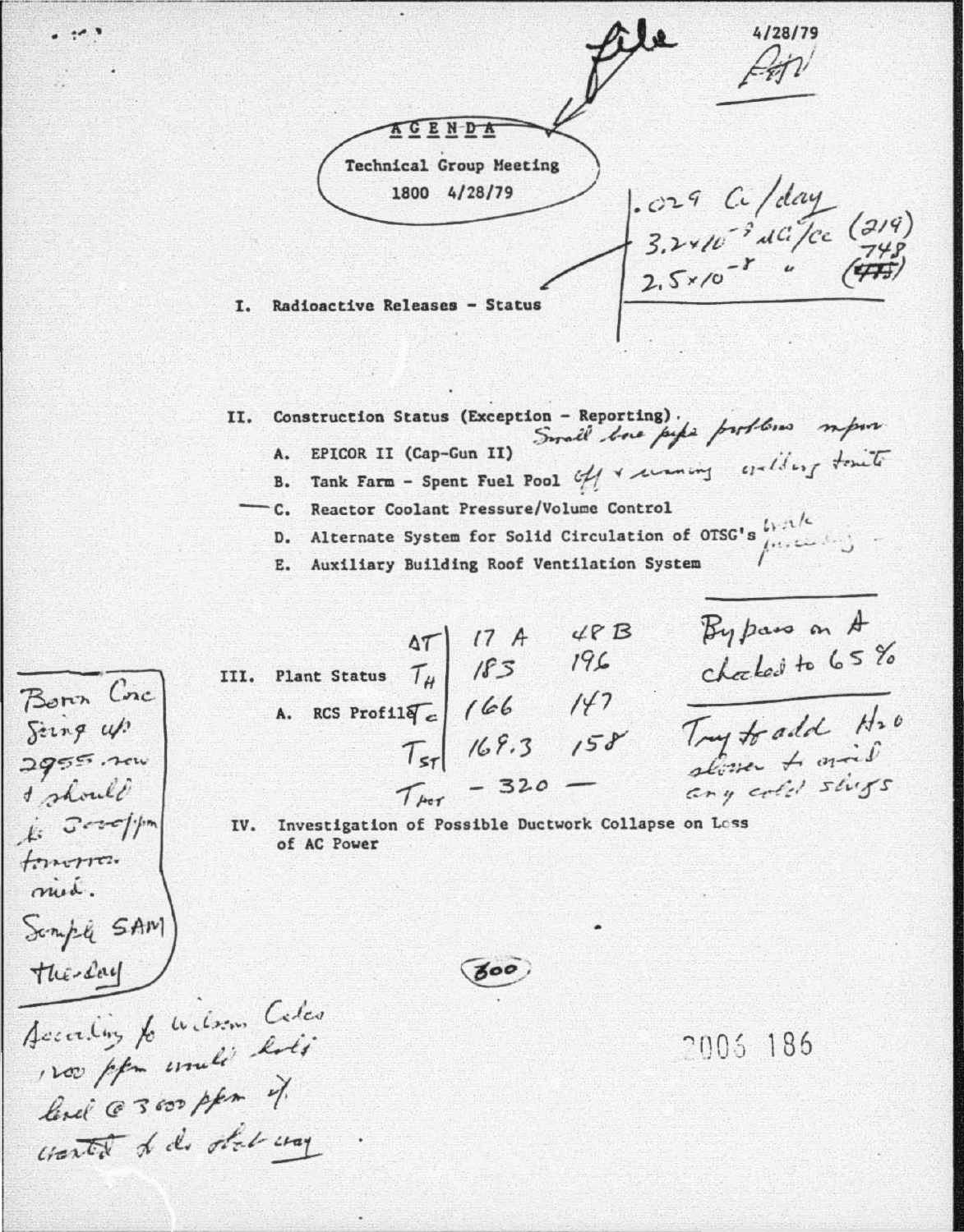file

4/28/79

# AGENDA

**Technical Group Meeting**
**1800 4/28/79**

I. Radioactive Releases - Status

.029 Ci/day
$3.2 \times 10^{-9}$ μCi/cc (219)
$2.5 \times 10^{-8}$ " (748)

II. Construction Status (Exception - Reporting)

A. EPICOR II (Cap-Gun II) — Small bore pipe problems major
B. Tank Farm - Spent Fuel Pool — off & running — waiting tonite
C. Reactor Coolant Pressure/Volume Control
D. Alternate System for Solid Circulation of OTSG's — work proceeding
E. Auxiliary Building Roof Ventilation System

III. Plant Status

A. RCS Profile

|  | A | B |
|---|---|---|
| $\Delta T$ | 17 | 48 |
| $T_H$ | 183 | 196 |
| $T_C$ | 166 | 147 |
| $T_{ST}$ | 169.3 | 158 |
| $T_{PZR}$ | — 320 — | |

Bypass on A choked to 65%

Try to add $H_2O$ slower to avoid any cold slugs

Boron Conc going up 2955 now & should be 3000 ppm tomorrow mid. Sample SAM Thursday

IV. Investigation of Possible Ductwork Collapse on Loss of AC Power

(800)

According to Wilson Coles 1200 ppm would hold level @ 3600 ppm if wanted to do it that way.

2006 186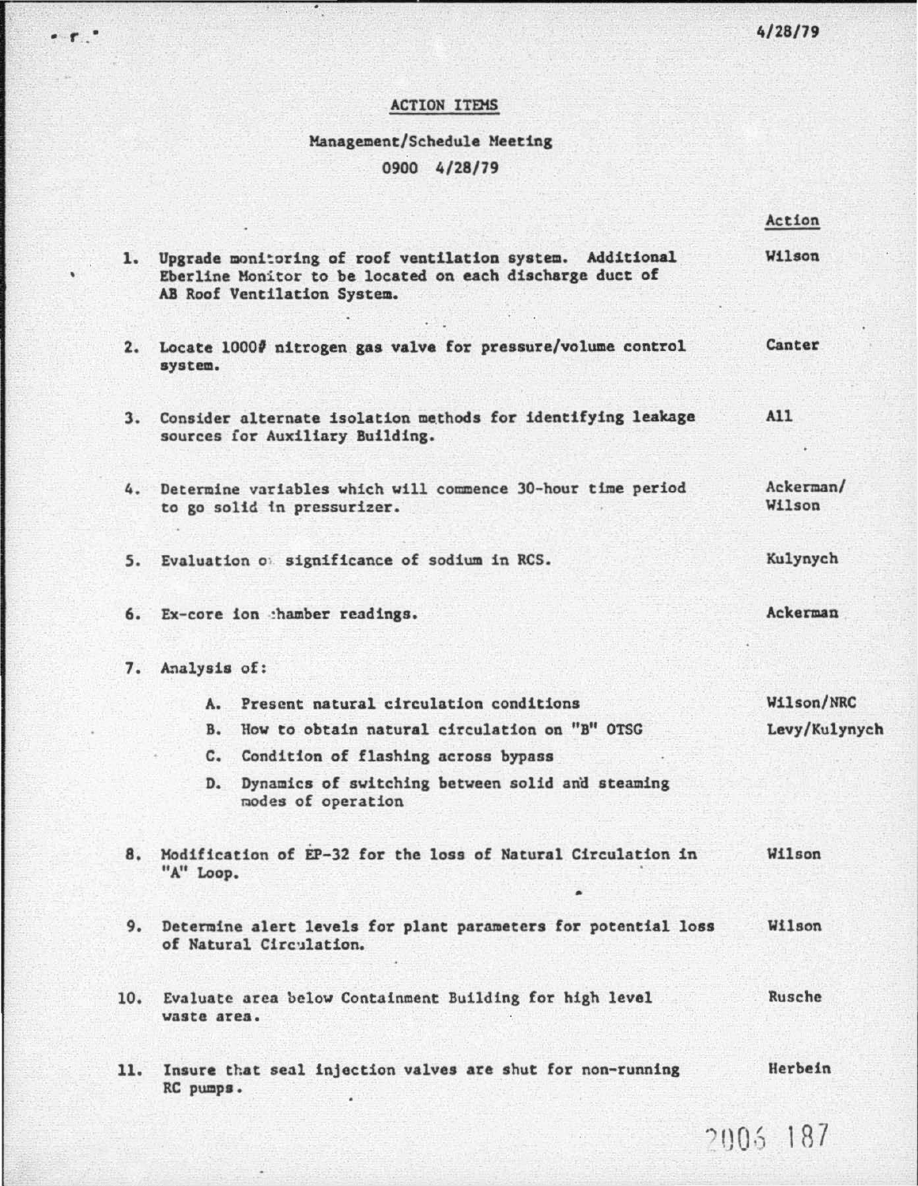4/28/79

## ACTION ITEMS

Management/Schedule Meeting

0900 4/28/79

| | | Action |
|---|---|---|
| 1. | Upgrade monitoring of roof ventilation system. Additional Eberline Monitor to be located on each discharge duct of AB Roof Ventilation System. | Wilson |
| 2. | Locate 1000# nitrogen gas valve for pressure/volume control system. | Canter |
| 3. | Consider alternate isolation methods for identifying leakage sources for Auxiliary Building. | All |
| 4. | Determine variables which will commence 30-hour time period to go solid in pressurizer. | Ackerman/ Wilson |
| 5. | Evaluation of significance of sodium in RCS. | Kulynych |
| 6. | Ex-core ion chamber readings. | Ackerman |
| 7. | Analysis of: | |
| | A. Present natural circulation conditions | Wilson/NRC |
| | B. How to obtain natural circulation on "B" OTSG | Levy/Kulynych |
| | C. Condition of flashing across bypass | |
| | D. Dynamics of switching between solid and steaming modes of operation | |
| 8. | Modification of EP-32 for the loss of Natural Circulation in "A" Loop. | Wilson |
| 9. | Determine alert levels for plant parameters for potential loss of Natural Circulation. | Wilson |
| 10. | Evaluate area below Containment Building for high level waste area. | Rusche |
| 11. | Insure that seal injection valves are shut for non-running RC pumps. | Herbein |

2006 187